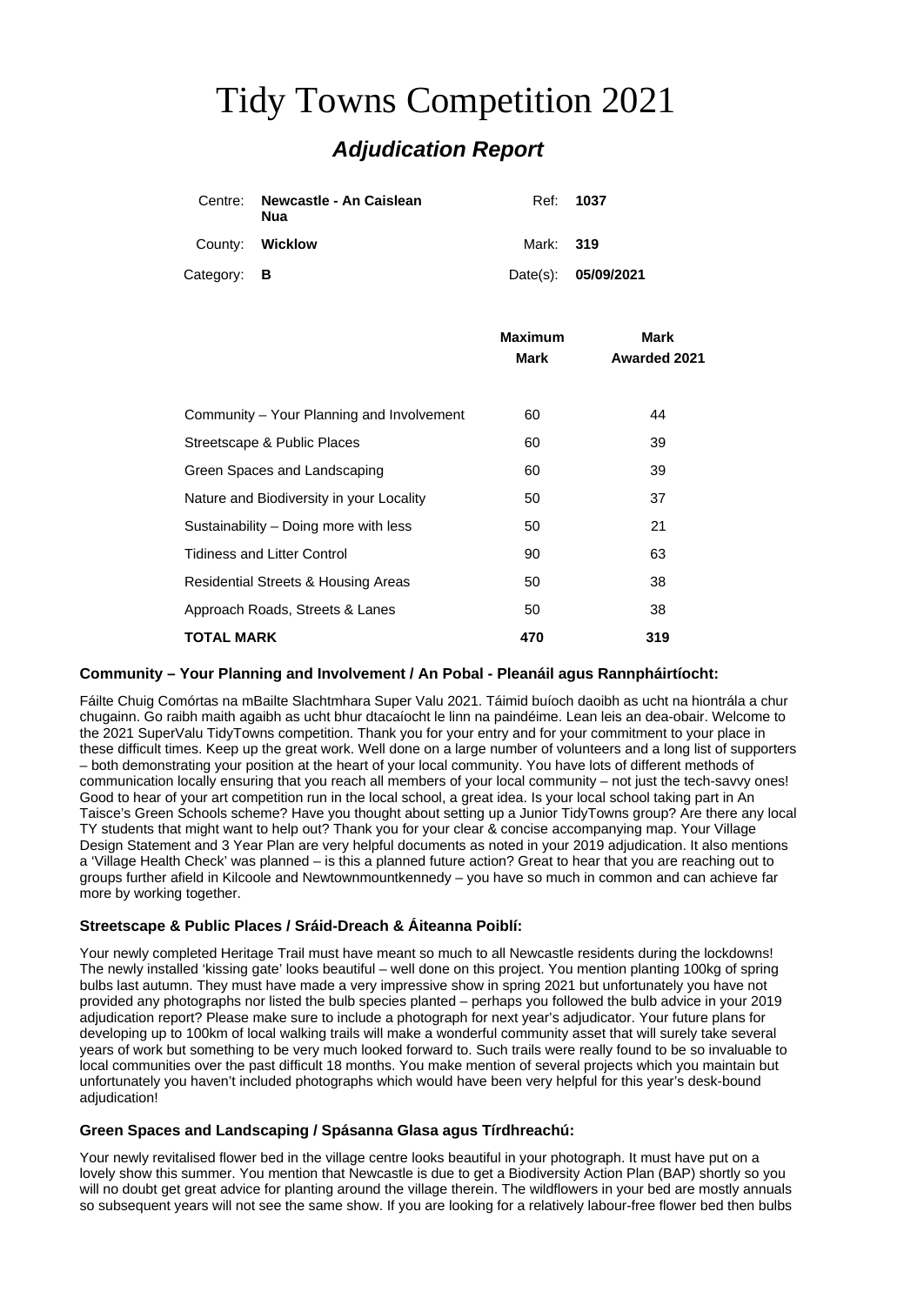# Tidy Towns Competition 2021

## *Adjudication Report*

| | | | |
|---|---|---|---|
| Centre: | **Newcastle - An Caislean Nua** | Ref: | **1037** |
| County: | **Wicklow** | Mark: | **319** |
| Category: | **B** | Date(s): | **05/09/2021** |

| | Maximum Mark | Mark Awarded 2021 |
|---|---|---|
| Community – Your Planning and Involvement | 60 | 44 |
| Streetscape & Public Places | 60 | 39 |
| Green Spaces and Landscaping | 60 | 39 |
| Nature and Biodiversity in your Locality | 50 | 37 |
| Sustainability – Doing more with less | 50 | 21 |
| Tidiness and Litter Control | 90 | 63 |
| Residential Streets & Housing Areas | 50 | 38 |
| Approach Roads, Streets & Lanes | 50 | 38 |
| **TOTAL MARK** | **470** | **319** |

### Community – Your Planning and Involvement / An Pobal - Pleanáil agus Rannpháirtíocht:

Fáilte Chuig Comórtas na mBailte Slachtmhara Super Valu 2021. Táimid buíoch daoibh as ucht na hiontrála a chur chugainn. Go raibh maith agaibh as ucht bhur dtacaíocht le linn na paindéime. Lean leis an dea-obair. Welcome to the 2021 SuperValu TidyTowns competition. Thank you for your entry and for your commitment to your place in these difficult times. Keep up the great work. Well done on a large number of volunteers and a long list of supporters – both demonstrating your position at the heart of your local community. You have lots of different methods of communication locally ensuring that you reach all members of your local community – not just the tech-savvy ones! Good to hear of your art competition run in the local school, a great idea. Is your local school taking part in An Taisce's Green Schools scheme? Have you thought about setting up a Junior TidyTowns group? Are there any local TY students that might want to help out? Thank you for your clear & concise accompanying map. Your Village Design Statement and 3 Year Plan are very helpful documents as noted in your 2019 adjudication. It also mentions a 'Village Health Check' was planned – is this a planned future action? Great to hear that you are reaching out to groups further afield in Kilcoole and Newtownmountkennedy – you have so much in common and can achieve far more by working together.

### Streetscape & Public Places / Sráid-Dreach & Áiteanna Poiblí:

Your newly completed Heritage Trail must have meant so much to all Newcastle residents during the lockdowns! The newly installed 'kissing gate' looks beautiful – well done on this project. You mention planting 100kg of spring bulbs last autumn. They must have made a very impressive show in spring 2021 but unfortunately you have not provided any photographs nor listed the bulb species planted – perhaps you followed the bulb advice in your 2019 adjudication report? Please make sure to include a photograph for next year's adjudicator. Your future plans for developing up to 100km of local walking trails will make a wonderful community asset that will surely take several years of work but something to be very much looked forward to. Such trails were really found to be so invaluable to local communities over the past difficult 18 months. You make mention of several projects which you maintain but unfortunately you haven't included photographs which would have been very helpful for this year's desk-bound adjudication!

### Green Spaces and Landscaping / Spásanna Glasa agus Tírdhreachú:

Your newly revitalised flower bed in the village centre looks beautiful in your photograph. It must have put on a lovely show this summer. You mention that Newcastle is due to get a Biodiversity Action Plan (BAP) shortly so you will no doubt get great advice for planting around the village therein. The wildflowers in your bed are mostly annuals so subsequent years will not see the same show. If you are looking for a relatively labour-free flower bed then bulbs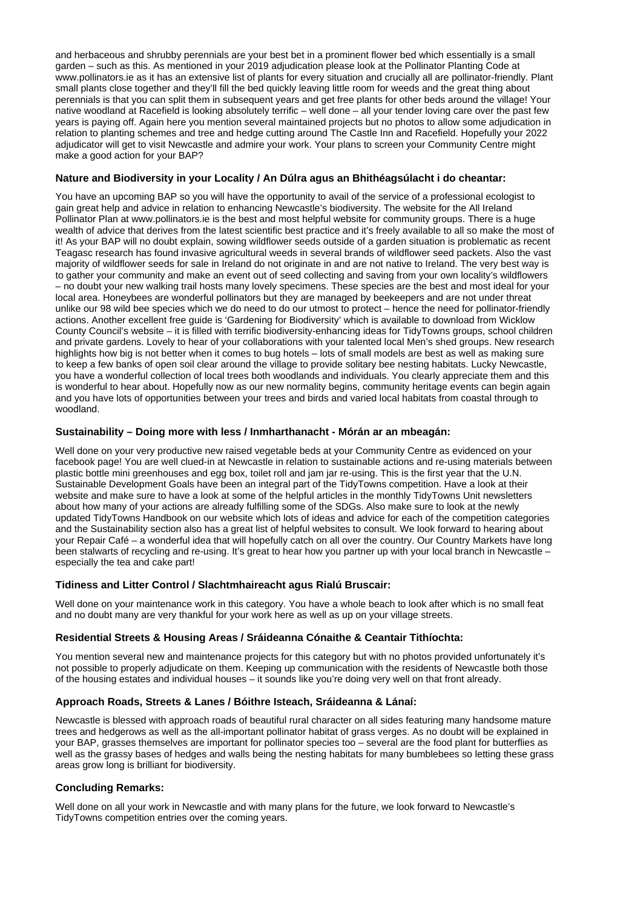and herbaceous and shrubby perennials are your best bet in a prominent flower bed which essentially is a small garden – such as this. As mentioned in your 2019 adjudication please look at the Pollinator Planting Code at www.pollinators.ie as it has an extensive list of plants for every situation and crucially all are pollinator-friendly. Plant small plants close together and they'll fill the bed quickly leaving little room for weeds and the great thing about perennials is that you can split them in subsequent years and get free plants for other beds around the village! Your native woodland at Racefield is looking absolutely terrific – well done – all your tender loving care over the past few years is paying off. Again here you mention several maintained projects but no photos to allow some adjudication in relation to planting schemes and tree and hedge cutting around The Castle Inn and Racefield. Hopefully your 2022 adjudicator will get to visit Newcastle and admire your work. Your plans to screen your Community Centre might make a good action for your BAP?

### Nature and Biodiversity in your Locality / An Dúlra agus an Bhithéagsúlacht i do cheantar:

You have an upcoming BAP so you will have the opportunity to avail of the service of a professional ecologist to gain great help and advice in relation to enhancing Newcastle's biodiversity. The website for the All Ireland Pollinator Plan at www.pollinators.ie is the best and most helpful website for community groups. There is a huge wealth of advice that derives from the latest scientific best practice and it's freely available to all so make the most of it! As your BAP will no doubt explain, sowing wildflower seeds outside of a garden situation is problematic as recent Teagasc research has found invasive agricultural weeds in several brands of wildflower seed packets. Also the vast majority of wildflower seeds for sale in Ireland do not originate in and are not native to Ireland. The very best way is to gather your community and make an event out of seed collecting and saving from your own locality's wildflowers – no doubt your new walking trail hosts many lovely specimens. These species are the best and most ideal for your local area. Honeybees are wonderful pollinators but they are managed by beekeepers and are not under threat unlike our 98 wild bee species which we do need to do our utmost to protect – hence the need for pollinator-friendly actions. Another excellent free guide is 'Gardening for Biodiversity' which is available to download from Wicklow County Council's website – it is filled with terrific biodiversity-enhancing ideas for TidyTowns groups, school children and private gardens. Lovely to hear of your collaborations with your talented local Men's shed groups. New research highlights how big is not better when it comes to bug hotels – lots of small models are best as well as making sure to keep a few banks of open soil clear around the village to provide solitary bee nesting habitats. Lucky Newcastle, you have a wonderful collection of local trees both woodlands and individuals. You clearly appreciate them and this is wonderful to hear about. Hopefully now as our new normality begins, community heritage events can begin again and you have lots of opportunities between your trees and birds and varied local habitats from coastal through to woodland.

### Sustainability – Doing more with less / Inmharthanacht - Mórán ar an mbeagán:

Well done on your very productive new raised vegetable beds at your Community Centre as evidenced on your facebook page! You are well clued-in at Newcastle in relation to sustainable actions and re-using materials between plastic bottle mini greenhouses and egg box, toilet roll and jam jar re-using. This is the first year that the U.N. Sustainable Development Goals have been an integral part of the TidyTowns competition. Have a look at their website and make sure to have a look at some of the helpful articles in the monthly TidyTowns Unit newsletters about how many of your actions are already fulfilling some of the SDGs. Also make sure to look at the newly updated TidyTowns Handbook on our website which lots of ideas and advice for each of the competition categories and the Sustainability section also has a great list of helpful websites to consult. We look forward to hearing about your Repair Café – a wonderful idea that will hopefully catch on all over the country. Our Country Markets have long been stalwarts of recycling and re-using. It's great to hear how you partner up with your local branch in Newcastle – especially the tea and cake part!

### Tidiness and Litter Control / Slachtmhaireacht agus Rialú Bruscair:

Well done on your maintenance work in this category. You have a whole beach to look after which is no small feat and no doubt many are very thankful for your work here as well as up on your village streets.

### Residential Streets & Housing Areas / Sráideanna Cónaithe & Ceantair Tithíochta:

You mention several new and maintenance projects for this category but with no photos provided unfortunately it's not possible to properly adjudicate on them. Keeping up communication with the residents of Newcastle both those of the housing estates and individual houses – it sounds like you're doing very well on that front already.

### Approach Roads, Streets & Lanes / Bóithre Isteach, Sráideanna & Lánaí:

Newcastle is blessed with approach roads of beautiful rural character on all sides featuring many handsome mature trees and hedgerows as well as the all-important pollinator habitat of grass verges. As no doubt will be explained in your BAP, grasses themselves are important for pollinator species too – several are the food plant for butterflies as well as the grassy bases of hedges and walls being the nesting habitats for many bumblebees so letting these grass areas grow long is brilliant for biodiversity.

### Concluding Remarks:

Well done on all your work in Newcastle and with many plans for the future, we look forward to Newcastle's TidyTowns competition entries over the coming years.